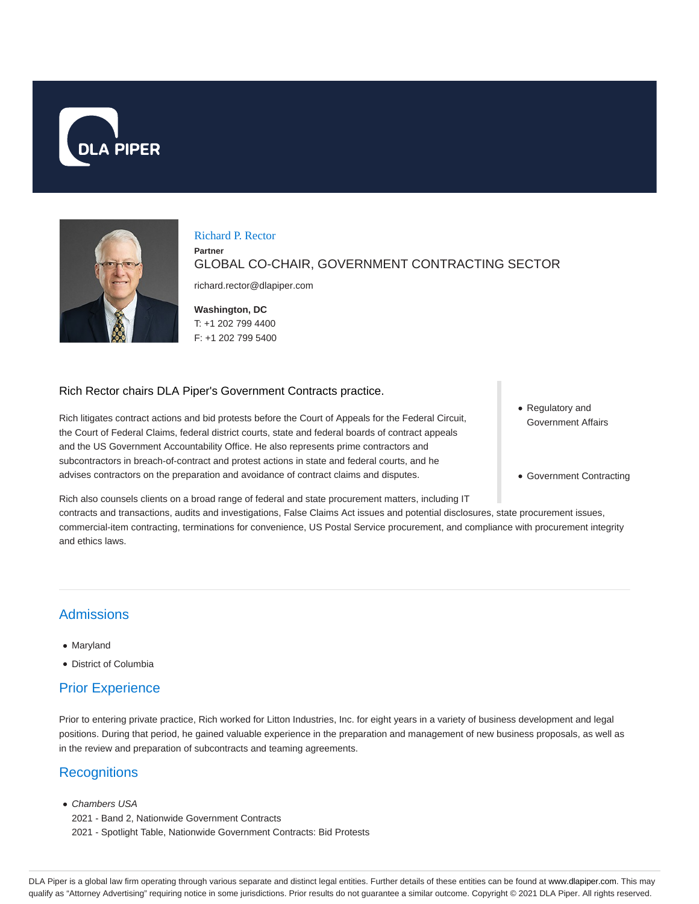DLA PIPER

# Richard P. Rector

**Partner**

GLOBAL CO-CHAIR, GOVERNMENT CONTRACTING SECTOR

richard.rector@dlapiper.com

**Washington, DC**
T: +1 202 799 4400
F: +1 202 799 5400

Rich Rector chairs DLA Piper's Government Contracts practice.

Rich litigates contract actions and bid protests before the Court of Appeals for the Federal Circuit, the Court of Federal Claims, federal district courts, state and federal boards of contract appeals and the US Government Accountability Office. He also represents prime contractors and subcontractors in breach-of-contract and protest actions in state and federal courts, and he advises contractors on the preparation and avoidance of contract claims and disputes.

Rich also counsels clients on a broad range of federal and state procurement matters, including IT contracts and transactions, audits and investigations, False Claims Act issues and potential disclosures, state procurement issues, commercial-item contracting, terminations for convenience, US Postal Service procurement, and compliance with procurement integrity and ethics laws.

- Regulatory and Government Affairs
- Government Contracting

## Admissions

- Maryland
- District of Columbia

## Prior Experience

Prior to entering private practice, Rich worked for Litton Industries, Inc. for eight years in a variety of business development and legal positions. During that period, he gained valuable experience in the preparation and management of new business proposals, as well as in the review and preparation of subcontracts and teaming agreements.

## Recognitions

- *Chambers USA*
  2021 - Band 2, Nationwide Government Contracts
  2021 - Spotlight Table, Nationwide Government Contracts: Bid Protests

DLA Piper is a global law firm operating through various separate and distinct legal entities. Further details of these entities can be found at www.dlapiper.com. This may qualify as "Attorney Advertising" requiring notice in some jurisdictions. Prior results do not guarantee a similar outcome. Copyright © 2021 DLA Piper. All rights reserved.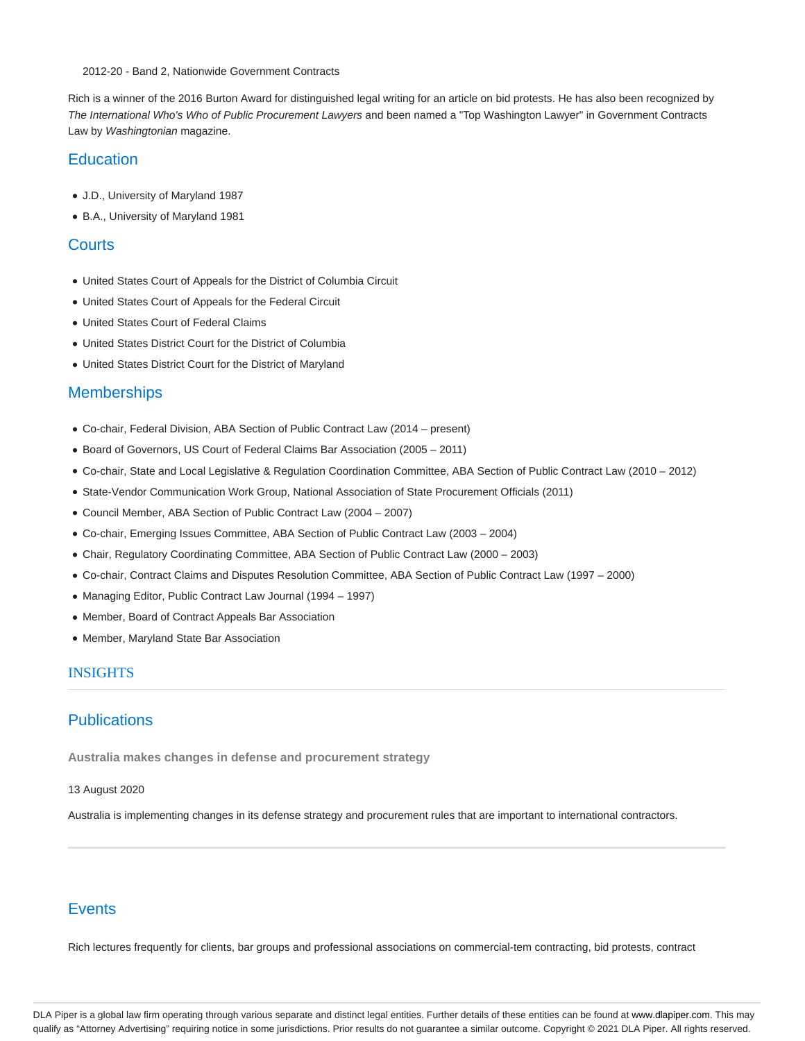2012-20 - Band 2, Nationwide Government Contracts

Rich is a winner of the 2016 Burton Award for distinguished legal writing for an article on bid protests. He has also been recognized by *The International Who's Who of Public Procurement Lawyers* and been named a "Top Washington Lawyer" in Government Contracts Law by *Washingtonian* magazine.

## Education

- J.D., University of Maryland 1987
- B.A., University of Maryland 1981

## Courts

- United States Court of Appeals for the District of Columbia Circuit
- United States Court of Appeals for the Federal Circuit
- United States Court of Federal Claims
- United States District Court for the District of Columbia
- United States District Court for the District of Maryland

## Memberships

- Co-chair, Federal Division, ABA Section of Public Contract Law (2014 – present)
- Board of Governors, US Court of Federal Claims Bar Association (2005 – 2011)
- Co-chair, State and Local Legislative & Regulation Coordination Committee, ABA Section of Public Contract Law (2010 – 2012)
- State-Vendor Communication Work Group, National Association of State Procurement Officials (2011)
- Council Member, ABA Section of Public Contract Law (2004 – 2007)
- Co-chair, Emerging Issues Committee, ABA Section of Public Contract Law (2003 – 2004)
- Chair, Regulatory Coordinating Committee, ABA Section of Public Contract Law (2000 – 2003)
- Co-chair, Contract Claims and Disputes Resolution Committee, ABA Section of Public Contract Law (1997 – 2000)
- Managing Editor, Public Contract Law Journal (1994 – 1997)
- Member, Board of Contract Appeals Bar Association
- Member, Maryland State Bar Association

## INSIGHTS

## Publications

**Australia makes changes in defense and procurement strategy**

13 August 2020

Australia is implementing changes in its defense strategy and procurement rules that are important to international contractors.

## Events

Rich lectures frequently for clients, bar groups and professional associations on commercial-tem contracting, bid protests, contract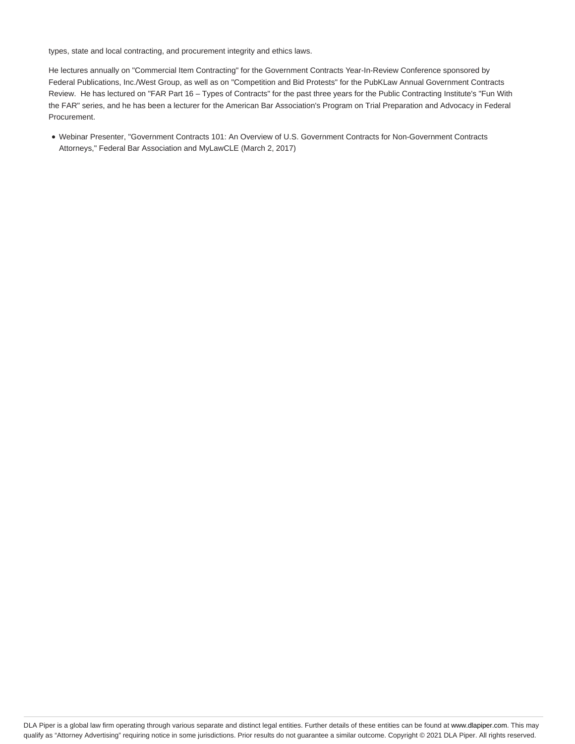types, state and local contracting, and procurement integrity and ethics laws.

He lectures annually on "Commercial Item Contracting" for the Government Contracts Year-In-Review Conference sponsored by Federal Publications, Inc./West Group, as well as on "Competition and Bid Protests" for the PubKLaw Annual Government Contracts Review. He has lectured on "FAR Part 16 – Types of Contracts" for the past three years for the Public Contracting Institute's "Fun With the FAR" series, and he has been a lecturer for the American Bar Association's Program on Trial Preparation and Advocacy in Federal Procurement.

- Webinar Presenter, "Government Contracts 101: An Overview of U.S. Government Contracts for Non-Government Contracts Attorneys," Federal Bar Association and MyLawCLE (March 2, 2017)